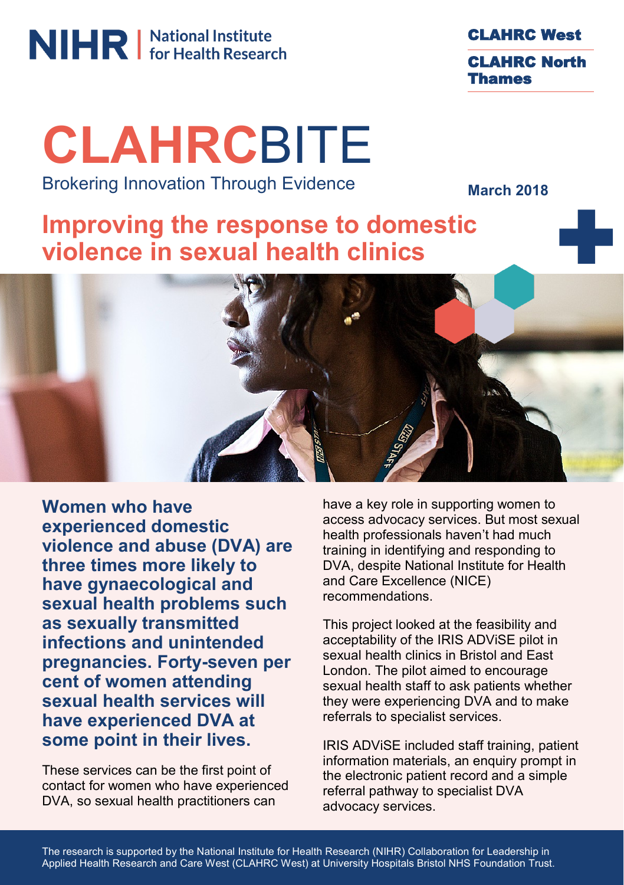NIHR | National Institute for Health Research

CLAHRC West

CLAHRC North Thames

# CLAHRCBITE

Brokering Innovation Through Evidence

March 2018

## Improving the response to domestic violence in sexual health clinics

**Women who have experienced domestic violence and abuse (DVA) are three times more likely to have gynaecological and sexual health problems such as sexually transmitted infections and unintended pregnancies. Forty-seven per cent of women attending sexual health services will have experienced DVA at some point in their lives.**

These services can be the first point of contact for women who have experienced DVA, so sexual health practitioners can have a key role in supporting women to access advocacy services. But most sexual health professionals haven't had much training in identifying and responding to DVA, despite National Institute for Health and Care Excellence (NICE) recommendations.

This project looked at the feasibility and acceptability of the IRIS ADViSE pilot in sexual health clinics in Bristol and East London. The pilot aimed to encourage sexual health staff to ask patients whether they were experiencing DVA and to make referrals to specialist services.

IRIS ADViSE included staff training, patient information materials, an enquiry prompt in the electronic patient record and a simple referral pathway to specialist DVA advocacy services.

The research is supported by the National Institute for Health Research (NIHR) Collaboration for Leadership in Applied Health Research and Care West (CLAHRC West) at University Hospitals Bristol NHS Foundation Trust.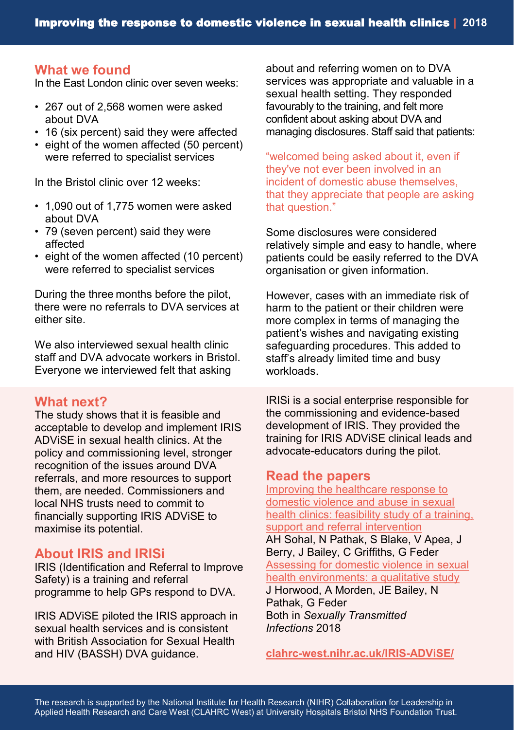## What we found

In the East London clinic over seven weeks:

- 267 out of 2,568 women were asked about DVA
- 16 (six percent) said they were affected
- eight of the women affected (50 percent) were referred to specialist services

In the Bristol clinic over 12 weeks:

- 1,090 out of 1,775 women were asked about DVA
- 79 (seven percent) said they were affected
- eight of the women affected (10 percent) were referred to specialist services

During the three months before the pilot, there were no referrals to DVA services at either site.

We also interviewed sexual health clinic staff and DVA advocate workers in Bristol. Everyone we interviewed felt that asking about and referring women on to DVA services was appropriate and valuable in a sexual health setting. They responded favourably to the training, and felt more confident about asking about DVA and managing disclosures. Staff said that patients:

"welcomed being asked about it, even if they've not ever been involved in an incident of domestic abuse themselves, that they appreciate that people are asking that question."

Some disclosures were considered relatively simple and easy to handle, where patients could be easily referred to the DVA organisation or given information.

However, cases with an immediate risk of harm to the patient or their children were more complex in terms of managing the patient's wishes and navigating existing safeguarding procedures. This added to staff's already limited time and busy workloads.

## What next?

The study shows that it is feasible and acceptable to develop and implement IRIS ADViSE in sexual health clinics. At the policy and commissioning level, stronger recognition of the issues around DVA referrals, and more resources to support them, are needed. Commissioners and local NHS trusts need to commit to financially supporting IRIS ADViSE to maximise its potential.

## About IRIS and IRISi

IRIS (Identification and Referral to Improve Safety) is a training and referral programme to help GPs respond to DVA.

IRIS ADViSE piloted the IRIS approach in sexual health services and is consistent with British Association for Sexual Health and HIV (BASSH) DVA guidance.

IRISi is a social enterprise responsible for the commissioning and evidence-based development of IRIS. They provided the training for IRIS ADViSE clinical leads and advocate-educators during the pilot.

## Read the papers

Improving the healthcare response to domestic violence and abuse in sexual health clinics: feasibility study of a training, support and referral intervention
AH Sohal, N Pathak, S Blake, V Apea, J Berry, J Bailey, C Griffiths, G Feder

Assessing for domestic violence in sexual health environments: a qualitative study
J Horwood, A Morden, JE Bailey, N Pathak, G Feder

Both in *Sexually Transmitted Infections* 2018

**clahrc-west.nihr.ac.uk/IRIS-ADViSE/**

The research is supported by the National Institute for Health Research (NIHR) Collaboration for Leadership in Applied Health Research and Care West (CLAHRC West) at University Hospitals Bristol NHS Foundation Trust.